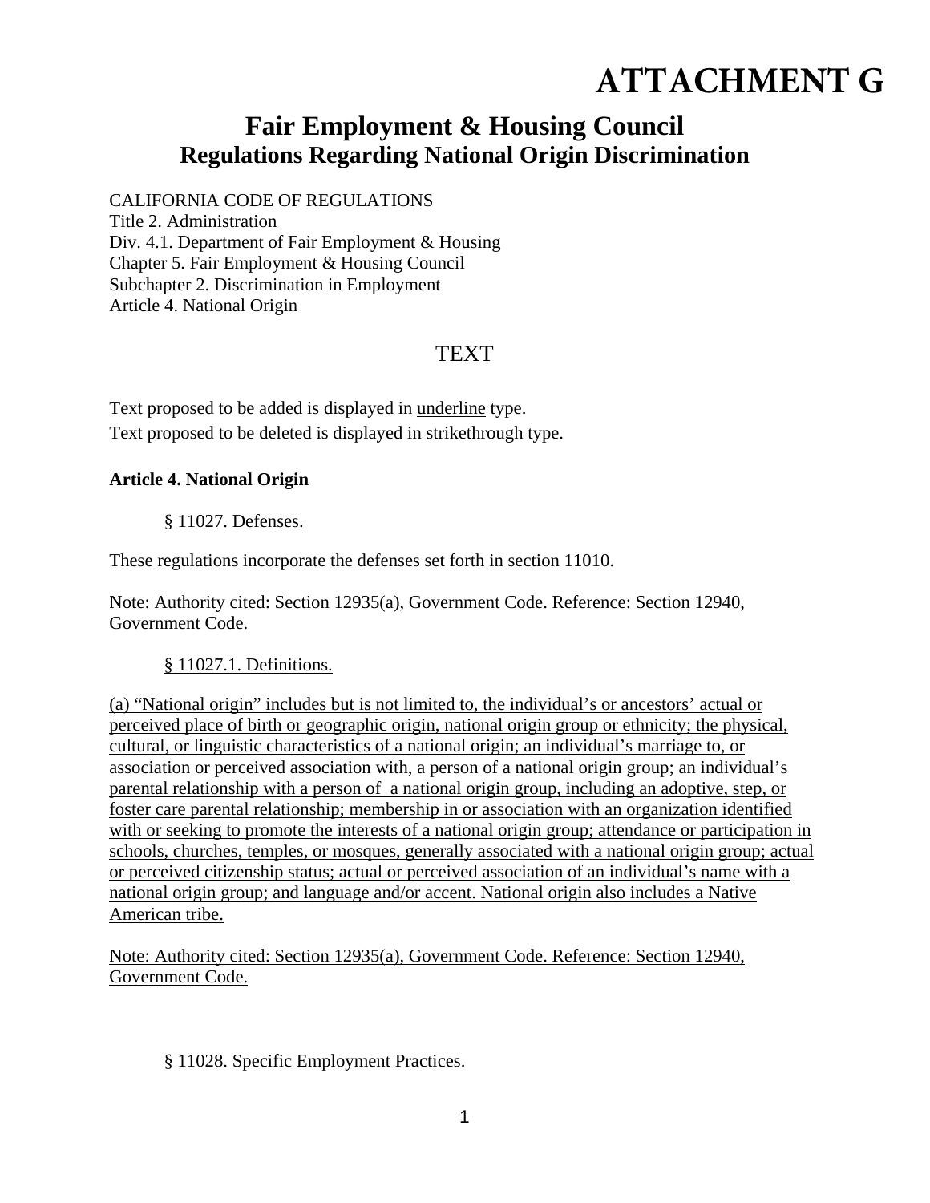# ATTACHMENT G

## Fair Employment & Housing Council
## Regulations Regarding National Origin Discrimination

CALIFORNIA CODE OF REGULATIONS
Title 2. Administration
Div. 4.1. Department of Fair Employment & Housing
Chapter 5. Fair Employment & Housing Council
Subchapter 2. Discrimination in Employment
Article 4. National Origin

TEXT

Text proposed to be added is displayed in <u>underline</u> type.
Text proposed to be deleted is displayed in ~~strikethrough~~ type.

**Article 4. National Origin**

§ 11027. Defenses.

These regulations incorporate the defenses set forth in section 11010.

Note: Authority cited: Section 12935(a), Government Code. Reference: Section 12940, Government Code.

<u>§ 11027.1. Definitions.</u>

<u>(a) “National origin” includes but is not limited to, the individual’s or ancestors’ actual or perceived place of birth or geographic origin, national origin group or ethnicity; the physical, cultural, or linguistic characteristics of a national origin; an individual’s marriage to, or association or perceived association with, a person of a national origin group; an individual’s parental relationship with a person of a national origin group, including an adoptive, step, or foster care parental relationship; membership in or association with an organization identified with or seeking to promote the interests of a national origin group; attendance or participation in schools, churches, temples, or mosques, generally associated with a national origin group; actual or perceived citizenship status; actual or perceived association of an individual’s name with a national origin group; and language and/or accent. National origin also includes a Native American tribe.</u>

<u>Note: Authority cited: Section 12935(a), Government Code. Reference: Section 12940, Government Code.</u>

§ 11028. Specific Employment Practices.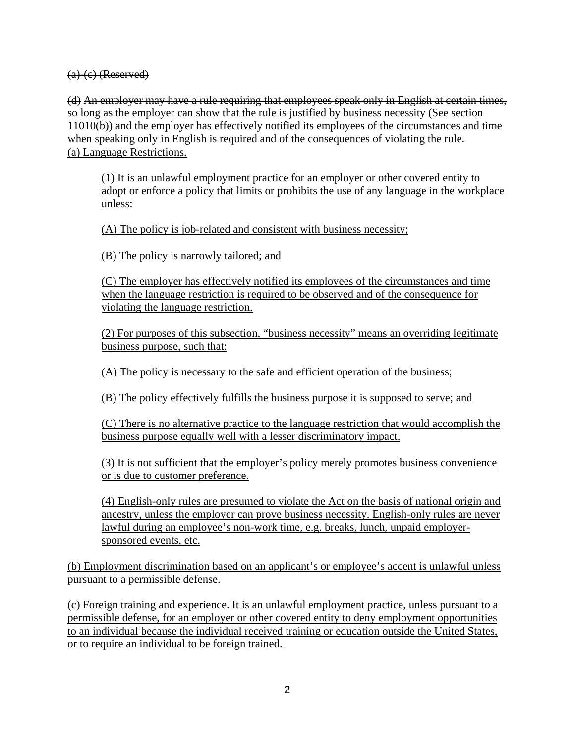~~(a)-(c) (Reserved)~~

~~(d) An employer may have a rule requiring that employees speak only in English at certain times, so long as the employer can show that the rule is justified by business necessity (See section 11010(b)) and the employer has effectively notified its employees of the circumstances and time when speaking only in English is required and of the consequences of violating the rule.~~
<u>(a) Language Restrictions.</u>

> <u>(1) It is an unlawful employment practice for an employer or other covered entity to adopt or enforce a policy that limits or prohibits the use of any language in the workplace unless:</u>
>
> <u>(A) The policy is job-related and consistent with business necessity;</u>
>
> <u>(B) The policy is narrowly tailored; and</u>
>
> <u>(C) The employer has effectively notified its employees of the circumstances and time when the language restriction is required to be observed and of the consequence for violating the language restriction.</u>
>
> <u>(2) For purposes of this subsection, "business necessity" means an overriding legitimate business purpose, such that:</u>
>
> <u>(A) The policy is necessary to the safe and efficient operation of the business;</u>
>
> <u>(B) The policy effectively fulfills the business purpose it is supposed to serve; and</u>
>
> <u>(C) There is no alternative practice to the language restriction that would accomplish the business purpose equally well with a lesser discriminatory impact.</u>
>
> <u>(3) It is not sufficient that the employer's policy merely promotes business convenience or is due to customer preference.</u>
>
> <u>(4) English-only rules are presumed to violate the Act on the basis of national origin and ancestry, unless the employer can prove business necessity. English-only rules are never lawful during an employee's non-work time, e.g. breaks, lunch, unpaid employer-sponsored events, etc.</u>

<u>(b) Employment discrimination based on an applicant's or employee's accent is unlawful unless pursuant to a permissible defense.</u>

<u>(c) Foreign training and experience. It is an unlawful employment practice, unless pursuant to a permissible defense, for an employer or other covered entity to deny employment opportunities to an individual because the individual received training or education outside the United States, or to require an individual to be foreign trained.</u>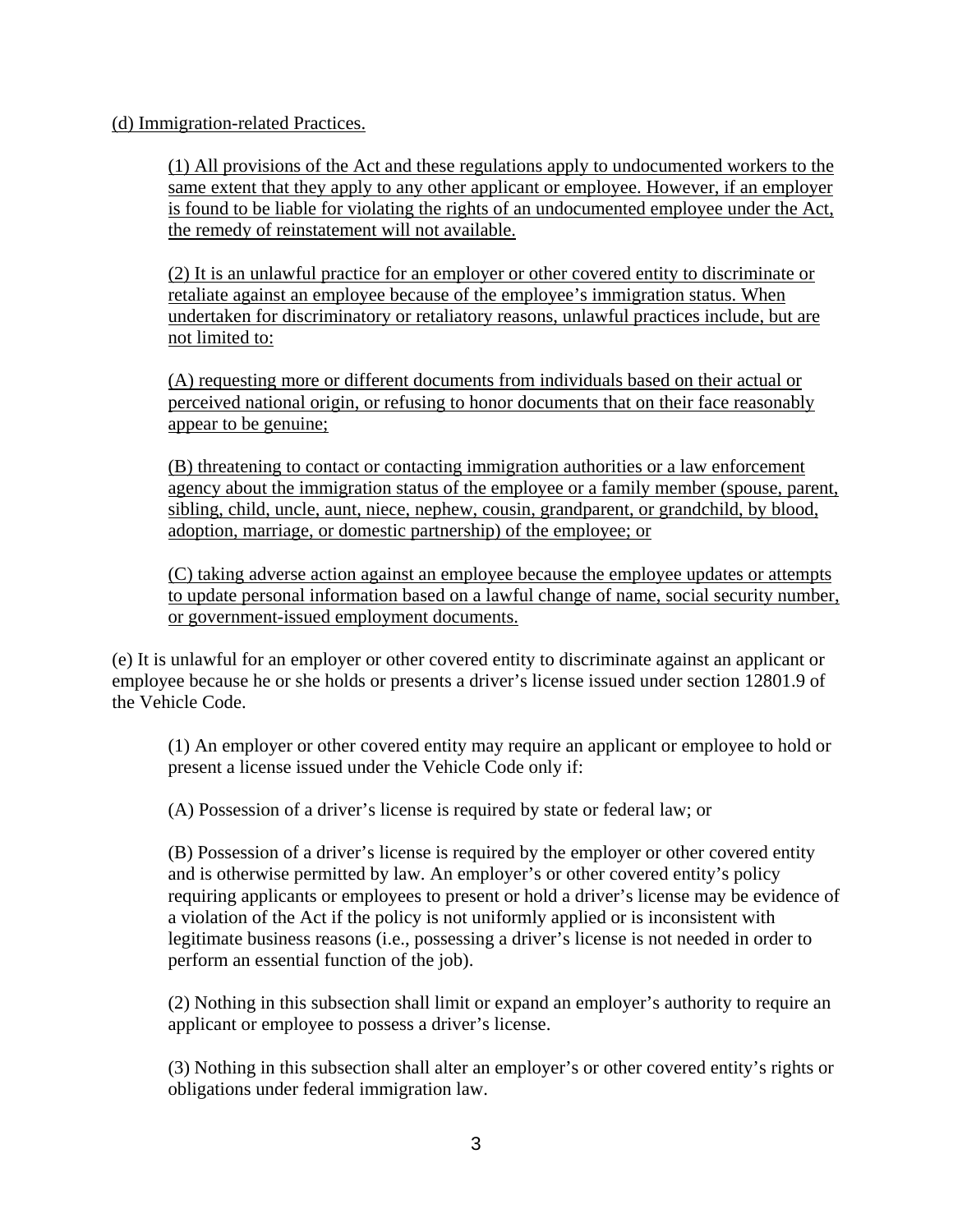(d) Immigration-related Practices.

(1) All provisions of the Act and these regulations apply to undocumented workers to the same extent that they apply to any other applicant or employee. However, if an employer is found to be liable for violating the rights of an undocumented employee under the Act, the remedy of reinstatement will not available.

(2) It is an unlawful practice for an employer or other covered entity to discriminate or retaliate against an employee because of the employee's immigration status. When undertaken for discriminatory or retaliatory reasons, unlawful practices include, but are not limited to:

(A) requesting more or different documents from individuals based on their actual or perceived national origin, or refusing to honor documents that on their face reasonably appear to be genuine;

(B) threatening to contact or contacting immigration authorities or a law enforcement agency about the immigration status of the employee or a family member (spouse, parent, sibling, child, uncle, aunt, niece, nephew, cousin, grandparent, or grandchild, by blood, adoption, marriage, or domestic partnership) of the employee; or

(C) taking adverse action against an employee because the employee updates or attempts to update personal information based on a lawful change of name, social security number, or government-issued employment documents.

(e) It is unlawful for an employer or other covered entity to discriminate against an applicant or employee because he or she holds or presents a driver's license issued under section 12801.9 of the Vehicle Code.

(1) An employer or other covered entity may require an applicant or employee to hold or present a license issued under the Vehicle Code only if:

(A) Possession of a driver's license is required by state or federal law; or

(B) Possession of a driver's license is required by the employer or other covered entity and is otherwise permitted by law. An employer's or other covered entity's policy requiring applicants or employees to present or hold a driver's license may be evidence of a violation of the Act if the policy is not uniformly applied or is inconsistent with legitimate business reasons (i.e., possessing a driver's license is not needed in order to perform an essential function of the job).

(2) Nothing in this subsection shall limit or expand an employer's authority to require an applicant or employee to possess a driver's license.

(3) Nothing in this subsection shall alter an employer's or other covered entity's rights or obligations under federal immigration law.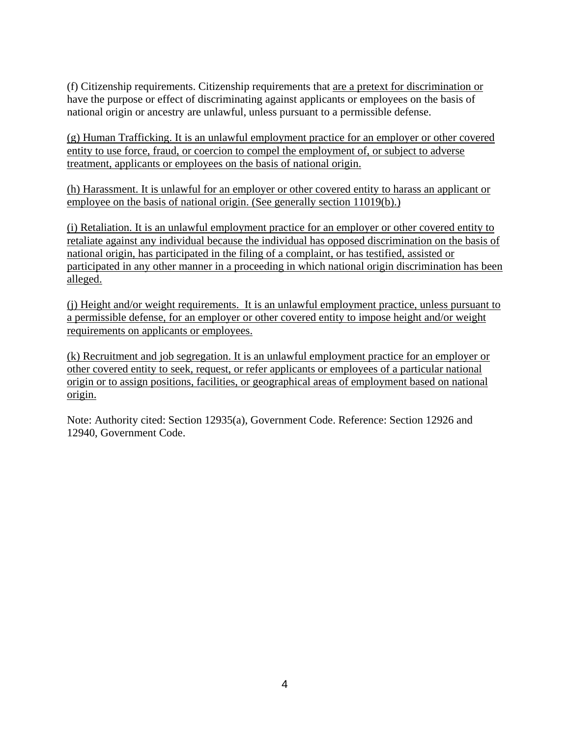(f) Citizenship requirements. Citizenship requirements that are a pretext for discrimination or have the purpose or effect of discriminating against applicants or employees on the basis of national origin or ancestry are unlawful, unless pursuant to a permissible defense.

(g) Human Trafficking. It is an unlawful employment practice for an employer or other covered entity to use force, fraud, or coercion to compel the employment of, or subject to adverse treatment, applicants or employees on the basis of national origin.

(h) Harassment. It is unlawful for an employer or other covered entity to harass an applicant or employee on the basis of national origin. (See generally section 11019(b).)

(i) Retaliation. It is an unlawful employment practice for an employer or other covered entity to retaliate against any individual because the individual has opposed discrimination on the basis of national origin, has participated in the filing of a complaint, or has testified, assisted or participated in any other manner in a proceeding in which national origin discrimination has been alleged.

(j) Height and/or weight requirements. It is an unlawful employment practice, unless pursuant to a permissible defense, for an employer or other covered entity to impose height and/or weight requirements on applicants or employees.

(k) Recruitment and job segregation. It is an unlawful employment practice for an employer or other covered entity to seek, request, or refer applicants or employees of a particular national origin or to assign positions, facilities, or geographical areas of employment based on national origin.

Note: Authority cited: Section 12935(a), Government Code. Reference: Section 12926 and 12940, Government Code.